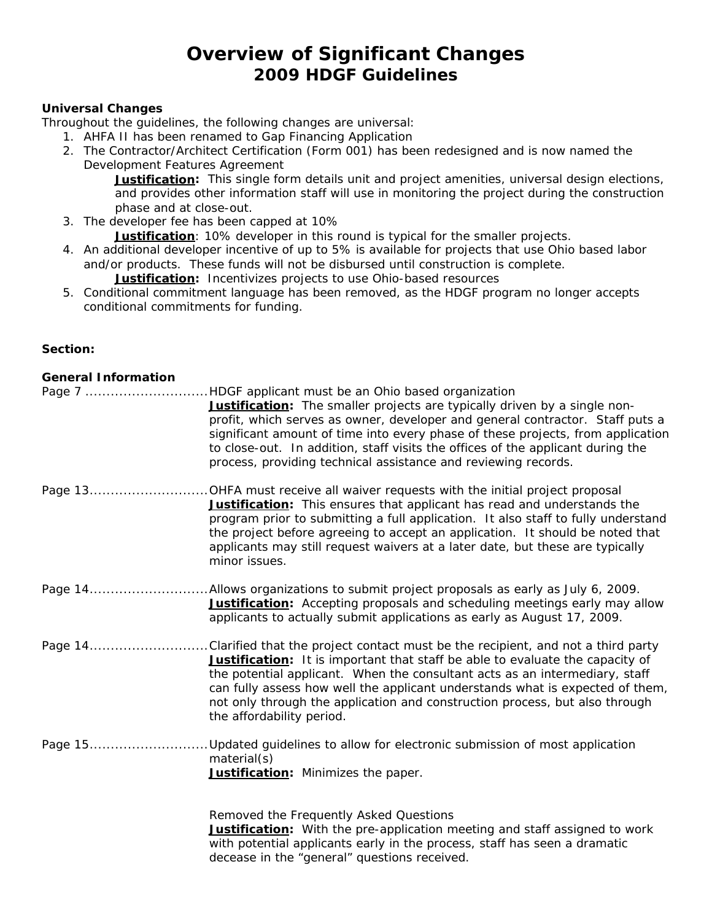# Overview of Significant Changes
## 2009 HDGF Guidelines

**Universal Changes**

Throughout the guidelines, the following changes are universal:

1. AHFA II has been renamed to Gap Financing Application
2. The Contractor/Architect Certification (Form 001) has been redesigned and is now named the Development Features Agreement

   **Justification:** This single form details unit and project amenities, universal design elections, and provides other information staff will use in monitoring the project during the construction phase and at close-out.
3. The developer fee has been capped at 10%

   **Justification**: 10% developer in this round is typical for the smaller projects.
4. An additional developer incentive of up to 5% is available for projects that use Ohio based labor and/or products. These funds will not be disbursed until construction is complete.

   **Justification:** Incentivizes projects to use Ohio-based resources
5. Conditional commitment language has been removed, as the HDGF program no longer accepts conditional commitments for funding.

**Section:**

**General Information**

Page 7 ............................. HDGF applicant must be an Ohio based organization

**Justification:** The smaller projects are typically driven by a single non-profit, which serves as owner, developer and general contractor. Staff puts a significant amount of time into every phase of these projects, from application to close-out. In addition, staff visits the offices of the applicant during the process, providing technical assistance and reviewing records.

Page 13............................ OHFA must receive all waiver requests with the initial project proposal

**Justification:** This ensures that applicant has read and understands the program prior to submitting a full application. It also staff to fully understand the project before agreeing to accept an application. It should be noted that applicants may still request waivers at a later date, but these are typically minor issues.

Page 14............................ Allows organizations to submit project proposals as early as July 6, 2009.

**Justification:** Accepting proposals and scheduling meetings early may allow applicants to actually submit applications as early as August 17, 2009.

Page 14............................ Clarified that the project contact must be the recipient, and not a third party

**Justification:** It is important that staff be able to evaluate the capacity of the potential applicant. When the consultant acts as an intermediary, staff can fully assess how well the applicant understands what is expected of them, not only through the application and construction process, but also through the affordability period.

Page 15............................ Updated guidelines to allow for electronic submission of most application material(s)

**Justification:** Minimizes the paper.

Removed the Frequently Asked Questions

**Justification:** With the pre-application meeting and staff assigned to work with potential applicants early in the process, staff has seen a dramatic decease in the "general" questions received.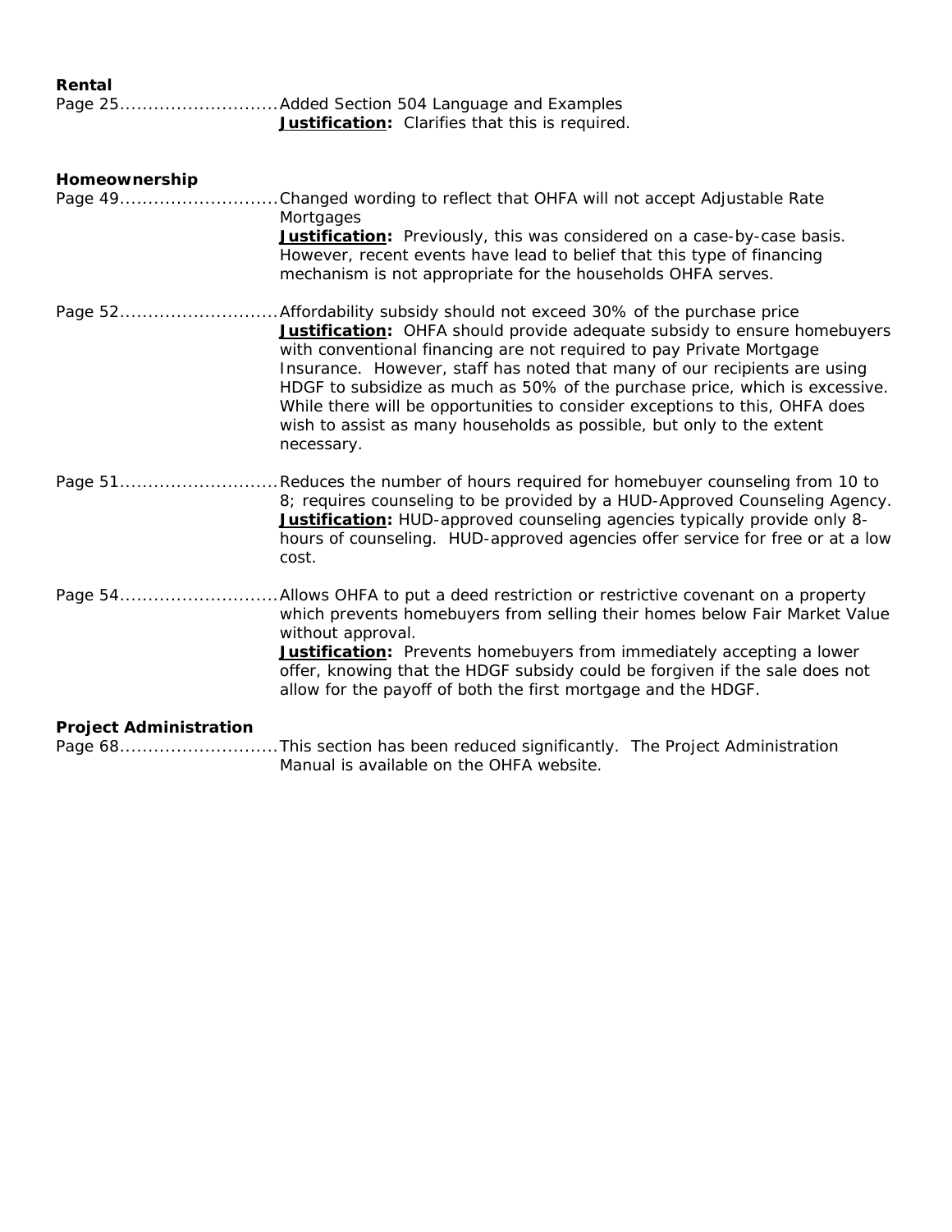**Rental**

Page 25............................Added Section 504 Language and Examples
**Justification:** Clarifies that this is required.

**Homeownership**

Page 49............................Changed wording to reflect that OHFA will not accept Adjustable Rate Mortgages
**Justification:** Previously, this was considered on a case-by-case basis. However, recent events have lead to belief that this type of financing mechanism is not appropriate for the households OHFA serves.

Page 52............................Affordability subsidy should not exceed 30% of the purchase price
**Justification:** OHFA should provide adequate subsidy to ensure homebuyers with conventional financing are not required to pay Private Mortgage Insurance. However, staff has noted that many of our recipients are using HDGF to subsidize as much as 50% of the purchase price, which is excessive. While there will be opportunities to consider exceptions to this, OHFA does wish to assist as many households as possible, but only to the extent necessary.

Page 51............................Reduces the number of hours required for homebuyer counseling from 10 to 8; requires counseling to be provided by a HUD-Approved Counseling Agency.
**Justification:** HUD-approved counseling agencies typically provide only 8-hours of counseling. HUD-approved agencies offer service for free or at a low cost.

Page 54............................Allows OHFA to put a deed restriction or restrictive covenant on a property which prevents homebuyers from selling their homes below Fair Market Value without approval.
**Justification:** Prevents homebuyers from immediately accepting a lower offer, knowing that the HDGF subsidy could be forgiven if the sale does not allow for the payoff of both the first mortgage and the HDGF.

**Project Administration**

Page 68............................This section has been reduced significantly. The Project Administration Manual is available on the OHFA website.